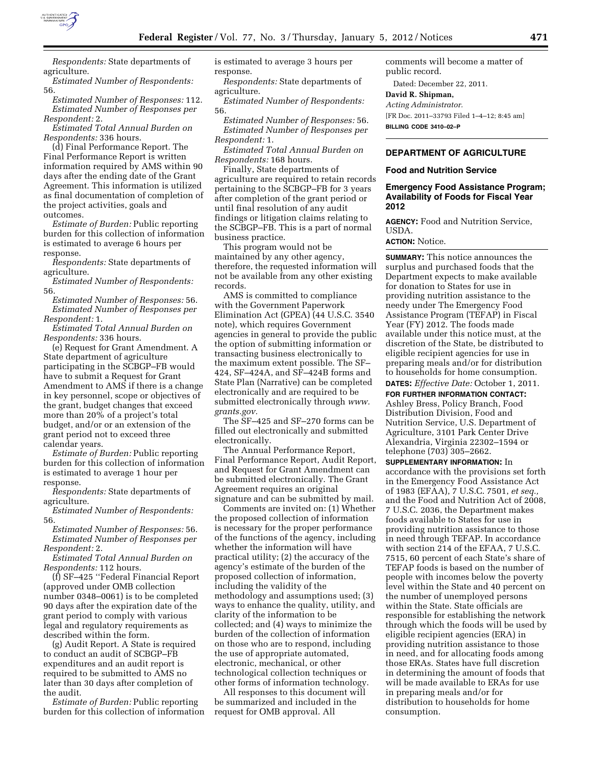*Respondents:* State departments of agriculture.

*Estimated Number of Respondents:* 56.

*Estimated Number of Responses:* 112.

*Estimated Number of Responses per Respondent:* 2.

*Estimated Total Annual Burden on Respondents:* 336 hours.

(d) Final Performance Report. The Final Performance Report is written information required by AMS within 90 days after the ending date of the Grant Agreement. This information is utilized as final documentation of completion of the project activities, goals and outcomes.

*Estimate of Burden:* Public reporting burden for this collection of information is estimated to average 6 hours per response.

*Respondents:* State departments of agriculture.

*Estimated Number of Respondents:* 56.

*Estimated Number of Responses:* 56.

*Estimated Number of Responses per Respondent:* 1.

*Estimated Total Annual Burden on Respondents:* 336 hours.

(e) Request for Grant Amendment. A State department of agriculture participating in the SCBGP–FB would have to submit a Request for Grant Amendment to AMS if there is a change in key personnel, scope or objectives of the grant, budget changes that exceed more than 20% of a project's total budget, and/or an extension of the grant period not to exceed three calendar years.

*Estimate of Burden:* Public reporting burden for this collection of information is estimated to average 1 hour per response.

*Respondents:* State departments of agriculture.

*Estimated Number of Respondents:* 56.

*Estimated Number of Responses:* 56.

*Estimated Number of Responses per Respondent:* 2.

*Estimated Total Annual Burden on Respondents:* 112 hours.

(f) SF–425 ''Federal Financial Report (approved under OMB collection number 0348–0061) is to be completed 90 days after the expiration date of the grant period to comply with various legal and regulatory requirements as described within the form.

(g) Audit Report. A State is required to conduct an audit of SCBGP–FB expenditures and an audit report is required to be submitted to AMS no later than 30 days after completion of the audit.

*Estimate of Burden:* Public reporting burden for this collection of information is estimated to average 3 hours per response.

*Respondents:* State departments of agriculture.

*Estimated Number of Respondents:* 56.

*Estimated Number of Responses:* 56.

*Estimated Number of Responses per Respondent:* 1.

*Estimated Total Annual Burden on Respondents:* 168 hours.

Finally, State departments of agriculture are required to retain records pertaining to the SCBGP–FB for 3 years after completion of the grant period or until final resolution of any audit findings or litigation claims relating to the SCBGP–FB. This is a part of normal business practice.

This program would not be maintained by any other agency, therefore, the requested information will not be available from any other existing records.

AMS is committed to compliance with the Government Paperwork Elimination Act (GPEA) (44 U.S.C. 3540 note), which requires Government agencies in general to provide the public the option of submitting information or transacting business electronically to the maximum extent possible. The SF–424, SF–424A, and SF–424B forms and State Plan (Narrative) can be completed electronically and are required to be submitted electronically through *www.grants.gov*.

The SF–425 and SF–270 forms can be filled out electronically and submitted electronically.

The Annual Performance Report, Final Performance Report, Audit Report, and Request for Grant Amendment can be submitted electronically. The Grant Agreement requires an original signature and can be submitted by mail.

Comments are invited on: (1) Whether the proposed collection of information is necessary for the proper performance of the functions of the agency, including whether the information will have practical utility; (2) the accuracy of the agency's estimate of the burden of the proposed collection of information, including the validity of the methodology and assumptions used; (3) ways to enhance the quality, utility, and clarity of the information to be collected; and (4) ways to minimize the burden of the collection of information on those who are to respond, including the use of appropriate automated, electronic, mechanical, or other technological collection techniques or other forms of information technology.

All responses to this document will be summarized and included in the request for OMB approval. All comments will become a matter of public record.

Dated: December 22, 2011.

**David R. Shipman,**

*Acting Administrator.*

[FR Doc. 2011–33793 Filed 1–4–12; 8:45 am]

**BILLING CODE 3410–02–P**

---

## DEPARTMENT OF AGRICULTURE

### Food and Nutrition Service

### Emergency Food Assistance Program; Availability of Foods for Fiscal Year 2012

**AGENCY:** Food and Nutrition Service, USDA.

**ACTION:** Notice.

**SUMMARY:** This notice announces the surplus and purchased foods that the Department expects to make available for donation to States for use in providing nutrition assistance to the needy under The Emergency Food Assistance Program (TEFAP) in Fiscal Year (FY) 2012. The foods made available under this notice must, at the discretion of the State, be distributed to eligible recipient agencies for use in preparing meals and/or for distribution to households for home consumption.

**DATES:** *Effective Date:* October 1, 2011.

**FOR FURTHER INFORMATION CONTACT:** Ashley Bress, Policy Branch, Food Distribution Division, Food and Nutrition Service, U.S. Department of Agriculture, 3101 Park Center Drive Alexandria, Virginia 22302–1594 or telephone (703) 305–2662.

**SUPPLEMENTARY INFORMATION:** In accordance with the provisions set forth in the Emergency Food Assistance Act of 1983 (EFAA), 7 U.S.C. 7501, *et seq.*, and the Food and Nutrition Act of 2008, 7 U.S.C. 2036, the Department makes foods available to States for use in providing nutrition assistance to those in need through TEFAP. In accordance with section 214 of the EFAA, 7 U.S.C. 7515, 60 percent of each State's share of TEFAP foods is based on the number of people with incomes below the poverty level within the State and 40 percent on the number of unemployed persons within the State. State officials are responsible for establishing the network through which the foods will be used by eligible recipient agencies (ERA) in providing nutrition assistance to those in need, and for allocating foods among those ERAs. States have full discretion in determining the amount of foods that will be made available to ERAs for use in preparing meals and/or for distribution to households for home consumption.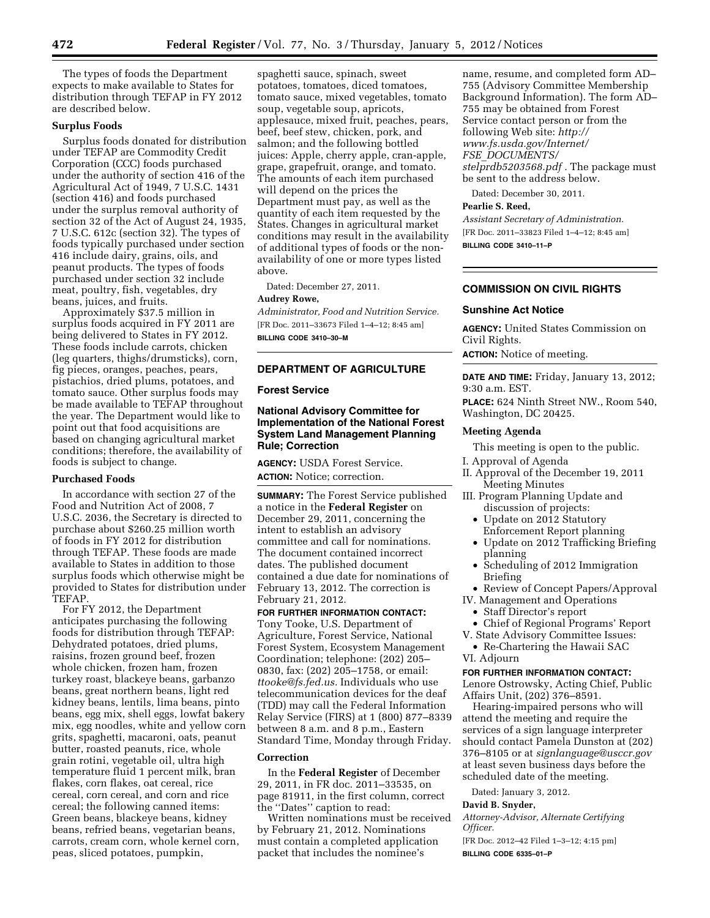The types of foods the Department expects to make available to States for distribution through TEFAP in FY 2012 are described below.

### Surplus Foods

Surplus foods donated for distribution under TEFAP are Commodity Credit Corporation (CCC) foods purchased under the authority of section 416 of the Agricultural Act of 1949, 7 U.S.C. 1431 (section 416) and foods purchased under the surplus removal authority of section 32 of the Act of August 24, 1935, 7 U.S.C. 612c (section 32). The types of foods typically purchased under section 416 include dairy, grains, oils, and peanut products. The types of foods purchased under section 32 include meat, poultry, fish, vegetables, dry beans, juices, and fruits.

Approximately $37.5 million in surplus foods acquired in FY 2011 are being delivered to States in FY 2012. These foods include carrots, chicken (leg quarters, thighs/drumsticks), corn, fig pieces, oranges, peaches, pears, pistachios, dried plums, potatoes, and tomato sauce. Other surplus foods may be made available to TEFAP throughout the year. The Department would like to point out that food acquisitions are based on changing agricultural market conditions; therefore, the availability of foods is subject to change.

### Purchased Foods

In accordance with section 27 of the Food and Nutrition Act of 2008, 7 U.S.C. 2036, the Secretary is directed to purchase about $260.25 million worth of foods in FY 2012 for distribution through TEFAP. These foods are made available to States in addition to those surplus foods which otherwise might be provided to States for distribution under TEFAP.

For FY 2012, the Department anticipates purchasing the following foods for distribution through TEFAP: Dehydrated potatoes, dried plums, raisins, frozen ground beef, frozen whole chicken, frozen ham, frozen turkey roast, blackeye beans, garbanzo beans, great northern beans, light red kidney beans, lentils, lima beans, pinto beans, egg mix, shell eggs, lowfat bakery mix, egg noodles, white and yellow corn grits, spaghetti, macaroni, oats, peanut butter, roasted peanuts, rice, whole grain rotini, vegetable oil, ultra high temperature fluid 1 percent milk, bran flakes, corn flakes, oat cereal, rice cereal, corn cereal, and corn and rice cereal; the following canned items: Green beans, blackeye beans, kidney beans, refried beans, vegetarian beans, carrots, cream corn, whole kernel corn, peas, sliced potatoes, pumpkin, spaghetti sauce, spinach, sweet potatoes, tomatoes, diced tomatoes, tomato sauce, mixed vegetables, tomato soup, vegetable soup, apricots, applesauce, mixed fruit, peaches, pears, beef, beef stew, chicken, pork, and salmon; and the following bottled juices: Apple, cherry apple, cran-apple, grape, grapefruit, orange, and tomato. The amounts of each item purchased will depend on the prices the Department must pay, as well as the quantity of each item requested by the States. Changes in agricultural market conditions may result in the availability of additional types of foods or the non-availability of one or more types listed above.

Dated: December 27, 2011.

**Audrey Rowe,**

*Administrator, Food and Nutrition Service.*

[FR Doc. 2011–33673 Filed 1–4–12; 8:45 am]

**BILLING CODE 3410–30–M**

---

## DEPARTMENT OF AGRICULTURE

### Forest Service

### National Advisory Committee for Implementation of the National Forest System Land Management Planning Rule; Correction

**AGENCY:** USDA Forest Service.

**ACTION:** Notice; correction.

**SUMMARY:** The Forest Service published a notice in the **Federal Register** on December 29, 2011, concerning the intent to establish an advisory committee and call for nominations. The document contained incorrect dates. The published document contained a due date for nominations of February 13, 2012. The correction is February 21, 2012.

**FOR FURTHER INFORMATION CONTACT:** Tony Tooke, U.S. Department of Agriculture, Forest Service, National Forest System, Ecosystem Management Coordination; telephone: (202) 205–0830, fax: (202) 205–1758, or email: *ttooke@fs.fed.us.* Individuals who use telecommunication devices for the deaf (TDD) may call the Federal Information Relay Service (FIRS) at 1 (800) 877–8339 between 8 a.m. and 8 p.m., Eastern Standard Time, Monday through Friday.

### Correction

In the **Federal Register** of December 29, 2011, in FR doc. 2011–33535, on page 81911, in the first column, correct the ''Dates'' caption to read:

Written nominations must be received by February 21, 2012. Nominations must contain a completed application packet that includes the nominee's name, resume, and completed form AD–755 (Advisory Committee Membership Background Information). The form AD–755 may be obtained from Forest Service contact person or from the following Web site: *http://www.fs.usda.gov/Internet/FSE_DOCUMENTS/stelprdb5203568.pdf* . The package must be sent to the address below.

Dated: December 30, 2011.

**Pearlie S. Reed,**

*Assistant Secretary of Administration.*

[FR Doc. 2011–33823 Filed 1–4–12; 8:45 am]

**BILLING CODE 3410–11–P**

---

## COMMISSION ON CIVIL RIGHTS

### Sunshine Act Notice

**AGENCY:** United States Commission on Civil Rights.

**ACTION:** Notice of meeting.

**DATE AND TIME:** Friday, January 13, 2012; 9:30 a.m. EST.

**PLACE:** 624 Ninth Street NW., Room 540, Washington, DC 20425.

### Meeting Agenda

This meeting is open to the public.

I. Approval of Agenda

II. Approval of the December 19, 2011 Meeting Minutes

III. Program Planning Update and discussion of projects:

- Update on 2012 Statutory Enforcement Report planning
- Update on 2012 Trafficking Briefing planning
- Scheduling of 2012 Immigration Briefing
- Review of Concept Papers/Approval

IV. Management and Operations

- Staff Director's report
- Chief of Regional Programs' Report

V. State Advisory Committee Issues:

- Re-Chartering the Hawaii SAC

VI. Adjourn

**FOR FURTHER INFORMATION CONTACT:** Lenore Ostrowsky, Acting Chief, Public Affairs Unit, (202) 376–8591.

Hearing-impaired persons who will attend the meeting and require the services of a sign language interpreter should contact Pamela Dunston at (202) 376–8105 or at *signlanguage@usccr.gov* at least seven business days before the scheduled date of the meeting.

Dated: January 3, 2012.

**David B. Snyder,**

*Attorney-Advisor, Alternate Certifying Officer.*

[FR Doc. 2012–42 Filed 1–3–12; 4:15 pm]

**BILLING CODE 6335–01–P**